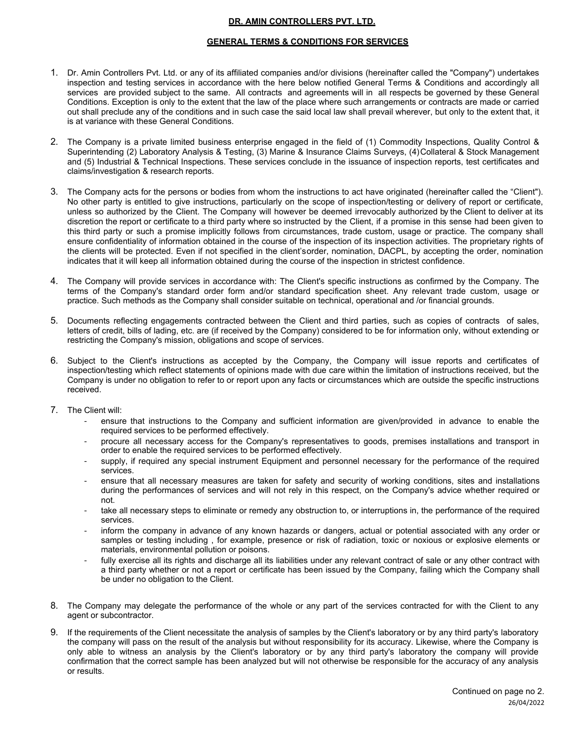# DR. AMIN CONTROLLERS PVT. LTD.

## GENERAL TERMS & CONDITIONS FOR SERVICES

1. Dr. Amin Controllers Pvt. Ltd. or any of its affiliated companies and/or divisions (hereinafter called the "Company") undertakes inspection and testing services in accordance with the here below notified General Terms & Conditions and accordingly all services are provided subject to the same. All contracts and agreements will in all respects be governed by these General Conditions. Exception is only to the extent that the law of the place where such arrangements or contracts are made or carried out shall preclude any of the conditions and in such case the said local law shall prevail wherever, but only to the extent that, it is at variance with these General Conditions.

2. The Company is a private limited business enterprise engaged in the field of (1) Commodity Inspections, Quality Control & Superintending (2) Laboratory Analysis & Testing, (3) Marine & Insurance Claims Surveys, (4) Collateral & Stock Management and (5) Industrial & Technical Inspections. These services conclude in the issuance of inspection reports, test certificates and claims/investigation & research reports.

3. The Company acts for the persons or bodies from whom the instructions to act have originated (hereinafter called the "Client"). No other party is entitled to give instructions, particularly on the scope of inspection/testing or delivery of report or certificate, unless so authorized by the Client. The Company will however be deemed irrevocably authorized by the Client to deliver at its discretion the report or certificate to a third party where so instructed by the Client, if a promise in this sense had been given to this third party or such a promise implicitly follows from circumstances, trade custom, usage or practice. The company shall ensure confidentiality of information obtained in the course of the inspection of its inspection activities. The proprietary rights of the clients will be protected. Even if not specified in the client'sorder, nomination, DACPL, by accepting the order, nomination indicates that it will keep all information obtained during the course of the inspection in strictest confidence.

4. The Company will provide services in accordance with: The Client's specific instructions as confirmed by the Company. The terms of the Company's standard order form and/or standard specification sheet. Any relevant trade custom, usage or practice. Such methods as the Company shall consider suitable on technical, operational and /or financial grounds.

5. Documents reflecting engagements contracted between the Client and third parties, such as copies of contracts of sales, letters of credit, bills of lading, etc. are (if received by the Company) considered to be for information only, without extending or restricting the Company's mission, obligations and scope of services.

6. Subject to the Client's instructions as accepted by the Company, the Company will issue reports and certificates of inspection/testing which reflect statements of opinions made with due care within the limitation of instructions received, but the Company is under no obligation to refer to or report upon any facts or circumstances which are outside the specific instructions received.

7. The Client will:
   - ensure that instructions to the Company and sufficient information are given/provided in advance to enable the required services to be performed effectively.
   - procure all necessary access for the Company's representatives to goods, premises installations and transport in order to enable the required services to be performed effectively.
   - supply, if required any special instrument Equipment and personnel necessary for the performance of the required services.
   - ensure that all necessary measures are taken for safety and security of working conditions, sites and installations during the performances of services and will not rely in this respect, on the Company's advice whether required or not.
   - take all necessary steps to eliminate or remedy any obstruction to, or interruptions in, the performance of the required services.
   - inform the company in advance of any known hazards or dangers, actual or potential associated with any order or samples or testing including , for example, presence or risk of radiation, toxic or noxious or explosive elements or materials, environmental pollution or poisons.
   - fully exercise all its rights and discharge all its liabilities under any relevant contract of sale or any other contract with a third party whether or not a report or certificate has been issued by the Company, failing which the Company shall be under no obligation to the Client.

8. The Company may delegate the performance of the whole or any part of the services contracted for with the Client to any agent or subcontractor.

9. If the requirements of the Client necessitate the analysis of samples by the Client's laboratory or by any third party's laboratory the company will pass on the result of the analysis but without responsibility for its accuracy. Likewise, where the Company is only able to witness an analysis by the Client's laboratory or by any third party's laboratory the company will provide confirmation that the correct sample has been analyzed but will not otherwise be responsible for the accuracy of any analysis or results.

Continued on page no 2.

26/04/2022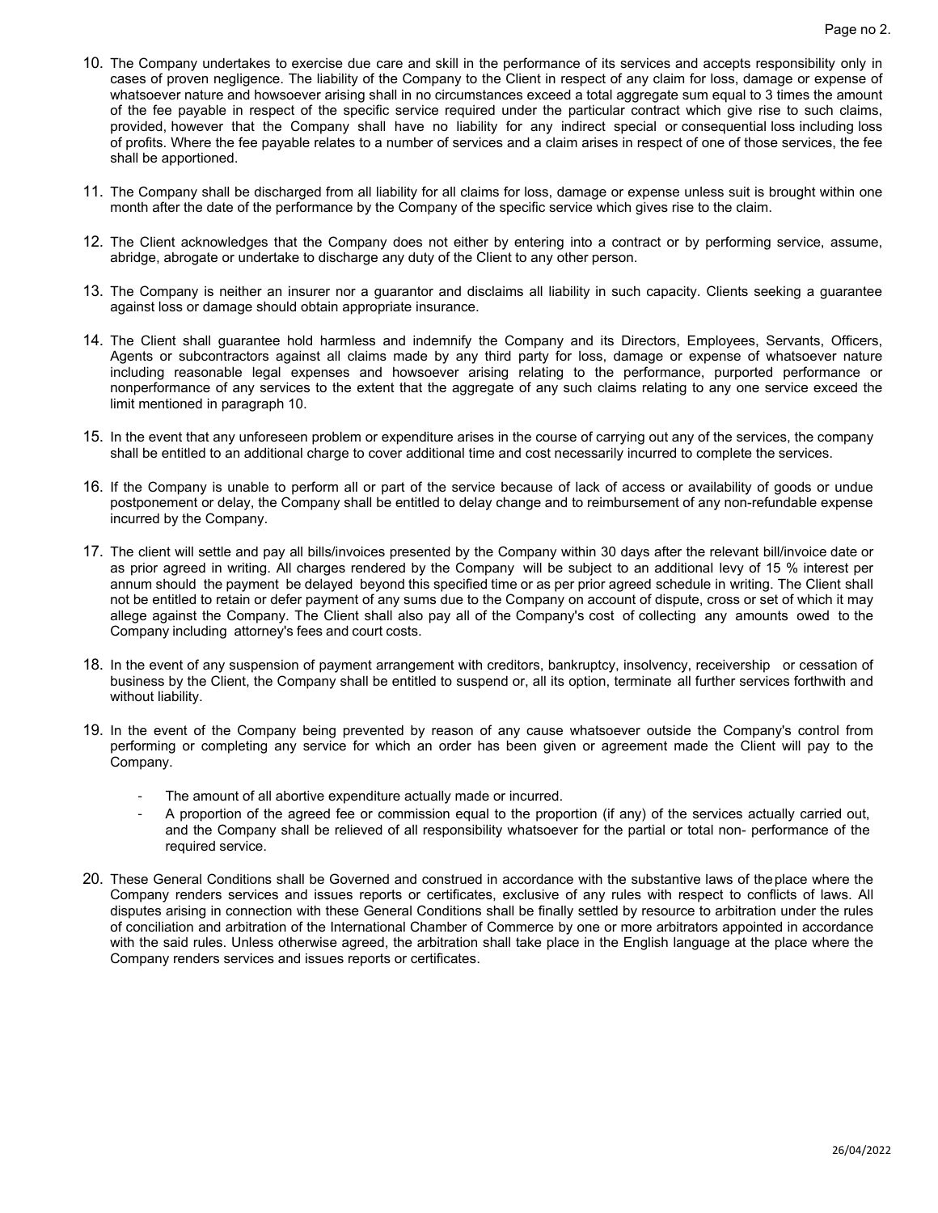10. The Company undertakes to exercise due care and skill in the performance of its services and accepts responsibility only in cases of proven negligence. The liability of the Company to the Client in respect of any claim for loss, damage or expense of whatsoever nature and howsoever arising shall in no circumstances exceed a total aggregate sum equal to 3 times the amount of the fee payable in respect of the specific service required under the particular contract which give rise to such claims, provided, however that the Company shall have no liability for any indirect special or consequential loss including loss of profits. Where the fee payable relates to a number of services and a claim arises in respect of one of those services, the fee shall be apportioned.

11. The Company shall be discharged from all liability for all claims for loss, damage or expense unless suit is brought within one month after the date of the performance by the Company of the specific service which gives rise to the claim.

12. The Client acknowledges that the Company does not either by entering into a contract or by performing service, assume, abridge, abrogate or undertake to discharge any duty of the Client to any other person.

13. The Company is neither an insurer nor a guarantor and disclaims all liability in such capacity. Clients seeking a guarantee against loss or damage should obtain appropriate insurance.

14. The Client shall guarantee hold harmless and indemnify the Company and its Directors, Employees, Servants, Officers, Agents or subcontractors against all claims made by any third party for loss, damage or expense of whatsoever nature including reasonable legal expenses and howsoever arising relating to the performance, purported performance or nonperformance of any services to the extent that the aggregate of any such claims relating to any one service exceed the limit mentioned in paragraph 10.

15. In the event that any unforeseen problem or expenditure arises in the course of carrying out any of the services, the company shall be entitled to an additional charge to cover additional time and cost necessarily incurred to complete the services.

16. If the Company is unable to perform all or part of the service because of lack of access or availability of goods or undue postponement or delay, the Company shall be entitled to delay change and to reimbursement of any non-refundable expense incurred by the Company.

17. The client will settle and pay all bills/invoices presented by the Company within 30 days after the relevant bill/invoice date or as prior agreed in writing. All charges rendered by the Company will be subject to an additional levy of 15 % interest per annum should the payment be delayed beyond this specified time or as per prior agreed schedule in writing. The Client shall not be entitled to retain or defer payment of any sums due to the Company on account of dispute, cross or set of which it may allege against the Company. The Client shall also pay all of the Company's cost of collecting any amounts owed to the Company including attorney's fees and court costs.

18. In the event of any suspension of payment arrangement with creditors, bankruptcy, insolvency, receivership or cessation of business by the Client, the Company shall be entitled to suspend or, all its option, terminate all further services forthwith and without liability.

19. In the event of the Company being prevented by reason of any cause whatsoever outside the Company's control from performing or completing any service for which an order has been given or agreement made the Client will pay to the Company.

    - The amount of all abortive expenditure actually made or incurred.
    - A proportion of the agreed fee or commission equal to the proportion (if any) of the services actually carried out, and the Company shall be relieved of all responsibility whatsoever for the partial or total non- performance of the required service.

20. These General Conditions shall be Governed and construed in accordance with the substantive laws of theplace where the Company renders services and issues reports or certificates, exclusive of any rules with respect to conflicts of laws. All disputes arising in connection with these General Conditions shall be finally settled by resource to arbitration under the rules of conciliation and arbitration of the International Chamber of Commerce by one or more arbitrators appointed in accordance with the said rules. Unless otherwise agreed, the arbitration shall take place in the English language at the place where the Company renders services and issues reports or certificates.

26/04/2022